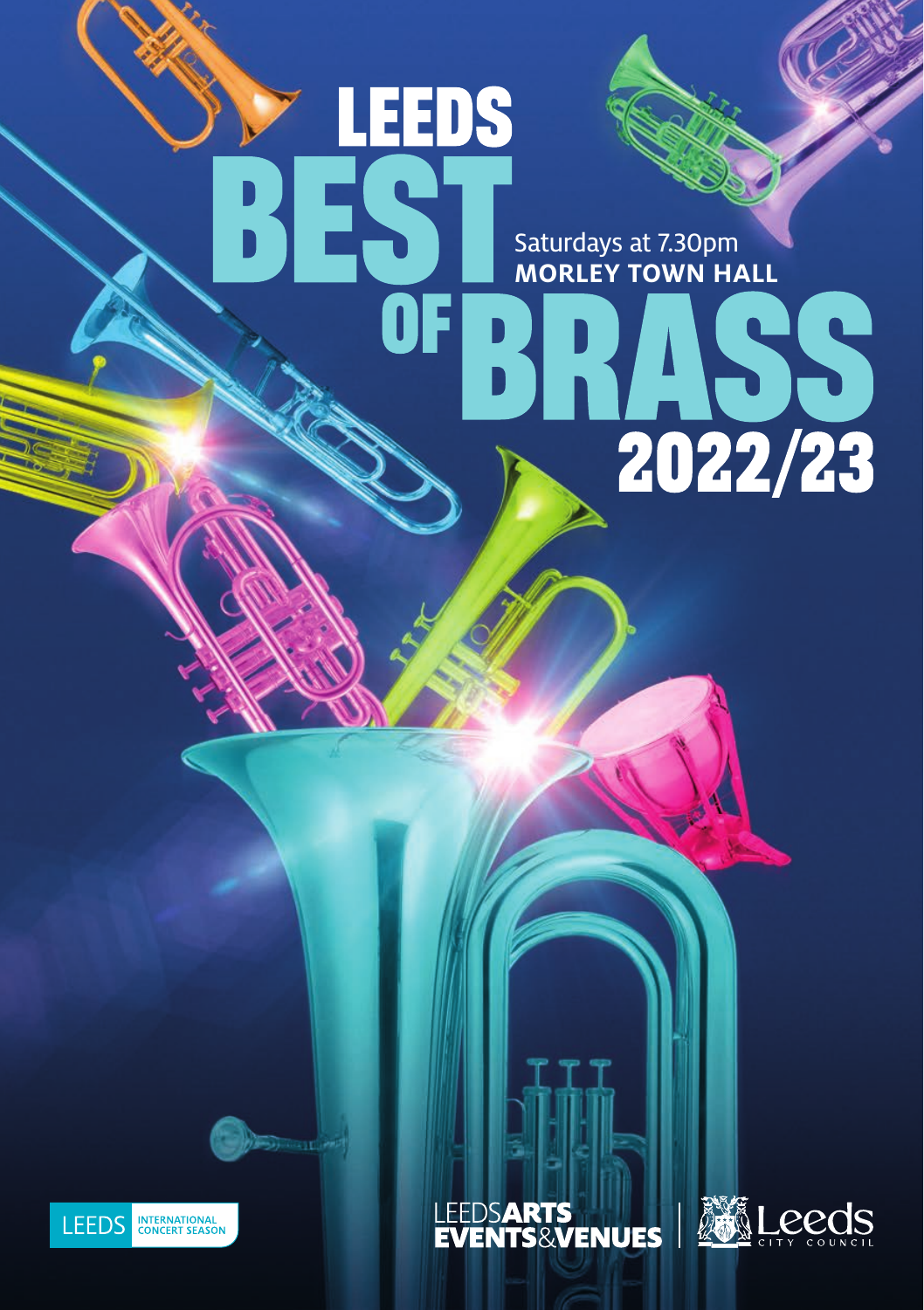# LEEDS BEST OF BRASS 2022/23

Saturdays at 7.30pm
**MORLEY TOWN HALL**

LEEDS INTERNATIONAL CONCERT SEASON

LEEDS **ARTS EVENTS** & **VENUES**

Leeds CITY COUNCIL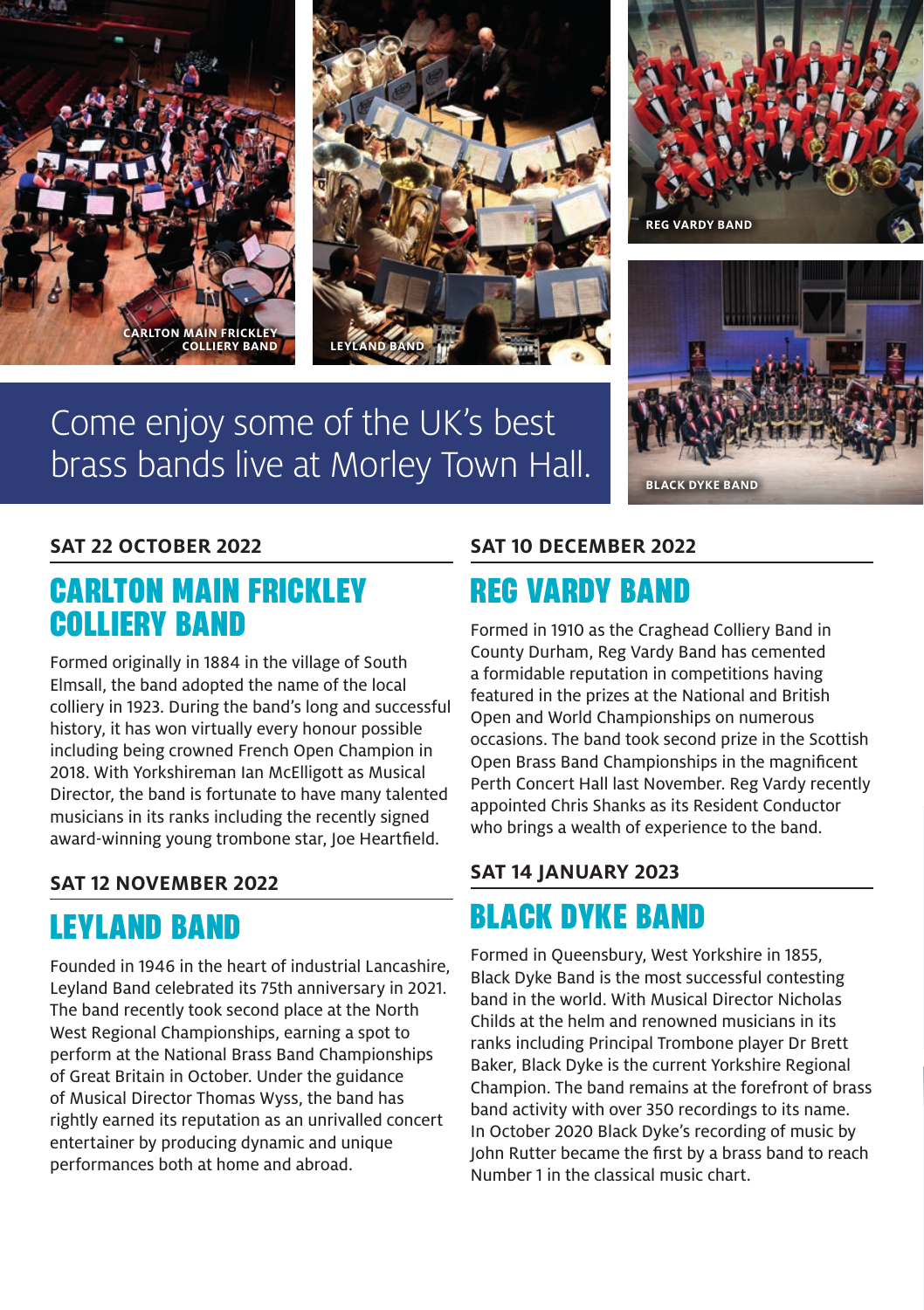Come enjoy some of the UK's best brass bands live at Morley Town Hall.

**SAT 22 OCTOBER 2022**

## CARLTON MAIN FRICKLEY COLLIERY BAND

Formed originally in 1884 in the village of South Elmsall, the band adopted the name of the local colliery in 1923. During the band's long and successful history, it has won virtually every honour possible including being crowned French Open Champion in 2018. With Yorkshireman Ian McElligott as Musical Director, the band is fortunate to have many talented musicians in its ranks including the recently signed award-winning young trombone star, Joe Heartfield.

**SAT 12 NOVEMBER 2022**

## LEYLAND BAND

Founded in 1946 in the heart of industrial Lancashire, Leyland Band celebrated its 75th anniversary in 2021. The band recently took second place at the North West Regional Championships, earning a spot to perform at the National Brass Band Championships of Great Britain in October. Under the guidance of Musical Director Thomas Wyss, the band has rightly earned its reputation as an unrivalled concert entertainer by producing dynamic and unique performances both at home and abroad.

**SAT 10 DECEMBER 2022**

## REG VARDY BAND

Formed in 1910 as the Craghead Colliery Band in County Durham, Reg Vardy Band has cemented a formidable reputation in competitions having featured in the prizes at the National and British Open and World Championships on numerous occasions. The band took second prize in the Scottish Open Brass Band Championships in the magnificent Perth Concert Hall last November. Reg Vardy recently appointed Chris Shanks as its Resident Conductor who brings a wealth of experience to the band.

**SAT 14 JANUARY 2023**

## BLACK DYKE BAND

Formed in Queensbury, West Yorkshire in 1855, Black Dyke Band is the most successful contesting band in the world. With Musical Director Nicholas Childs at the helm and renowned musicians in its ranks including Principal Trombone player Dr Brett Baker, Black Dyke is the current Yorkshire Regional Champion. The band remains at the forefront of brass band activity with over 350 recordings to its name. In October 2020 Black Dyke's recording of music by John Rutter became the first by a brass band to reach Number 1 in the classical music chart.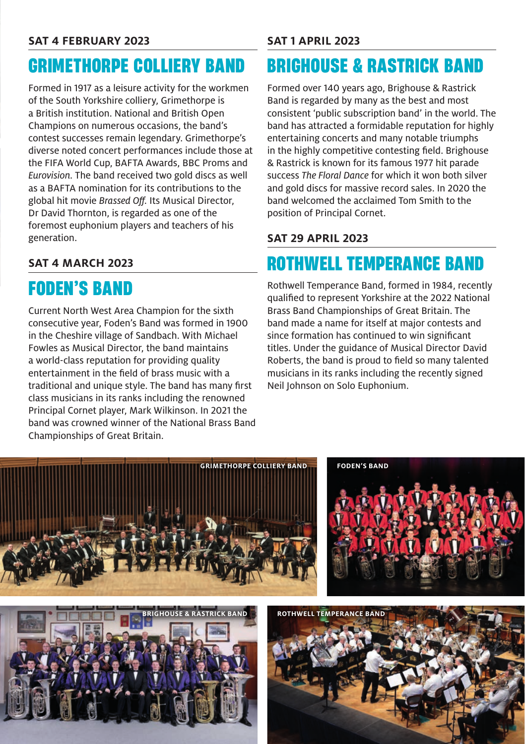**SAT 4 FEBRUARY 2023**

## GRIMETHORPE COLLIERY BAND

Formed in 1917 as a leisure activity for the workmen of the South Yorkshire colliery, Grimethorpe is a British institution. National and British Open Champions on numerous occasions, the band's contest successes remain legendary. Grimethorpe's diverse noted concert performances include those at the FIFA World Cup, BAFTA Awards, BBC Proms and *Eurovision*. The band received two gold discs as well as a BAFTA nomination for its contributions to the global hit movie *Brassed Off*. Its Musical Director, Dr David Thornton, is regarded as one of the foremost euphonium players and teachers of his generation.

**SAT 4 MARCH 2023**

## FODEN'S BAND

Current North West Area Champion for the sixth consecutive year, Foden's Band was formed in 1900 in the Cheshire village of Sandbach. With Michael Fowles as Musical Director, the band maintains a world-class reputation for providing quality entertainment in the field of brass music with a traditional and unique style. The band has many first class musicians in its ranks including the renowned Principal Cornet player, Mark Wilkinson. In 2021 the band was crowned winner of the National Brass Band Championships of Great Britain.

**SAT 1 APRIL 2023**

## BRIGHOUSE & RASTRICK BAND

Formed over 140 years ago, Brighouse & Rastrick Band is regarded by many as the best and most consistent 'public subscription band' in the world. The band has attracted a formidable reputation for highly entertaining concerts and many notable triumphs in the highly competitive contesting field. Brighouse & Rastrick is known for its famous 1977 hit parade success *The Floral Dance* for which it won both silver and gold discs for massive record sales. In 2020 the band welcomed the acclaimed Tom Smith to the position of Principal Cornet.

**SAT 29 APRIL 2023**

## ROTHWELL TEMPERANCE BAND

Rothwell Temperance Band, formed in 1984, recently qualified to represent Yorkshire at the 2022 National Brass Band Championships of Great Britain. The band made a name for itself at major contests and since formation has continued to win significant titles. Under the guidance of Musical Director David Roberts, the band is proud to field so many talented musicians in its ranks including the recently signed Neil Johnson on Solo Euphonium.

GRIMETHORPE COLLIERY BAND

FODEN'S BAND

BRIGHOUSE & RASTRICK BAND

ROTHWELL TEMPERANCE BAND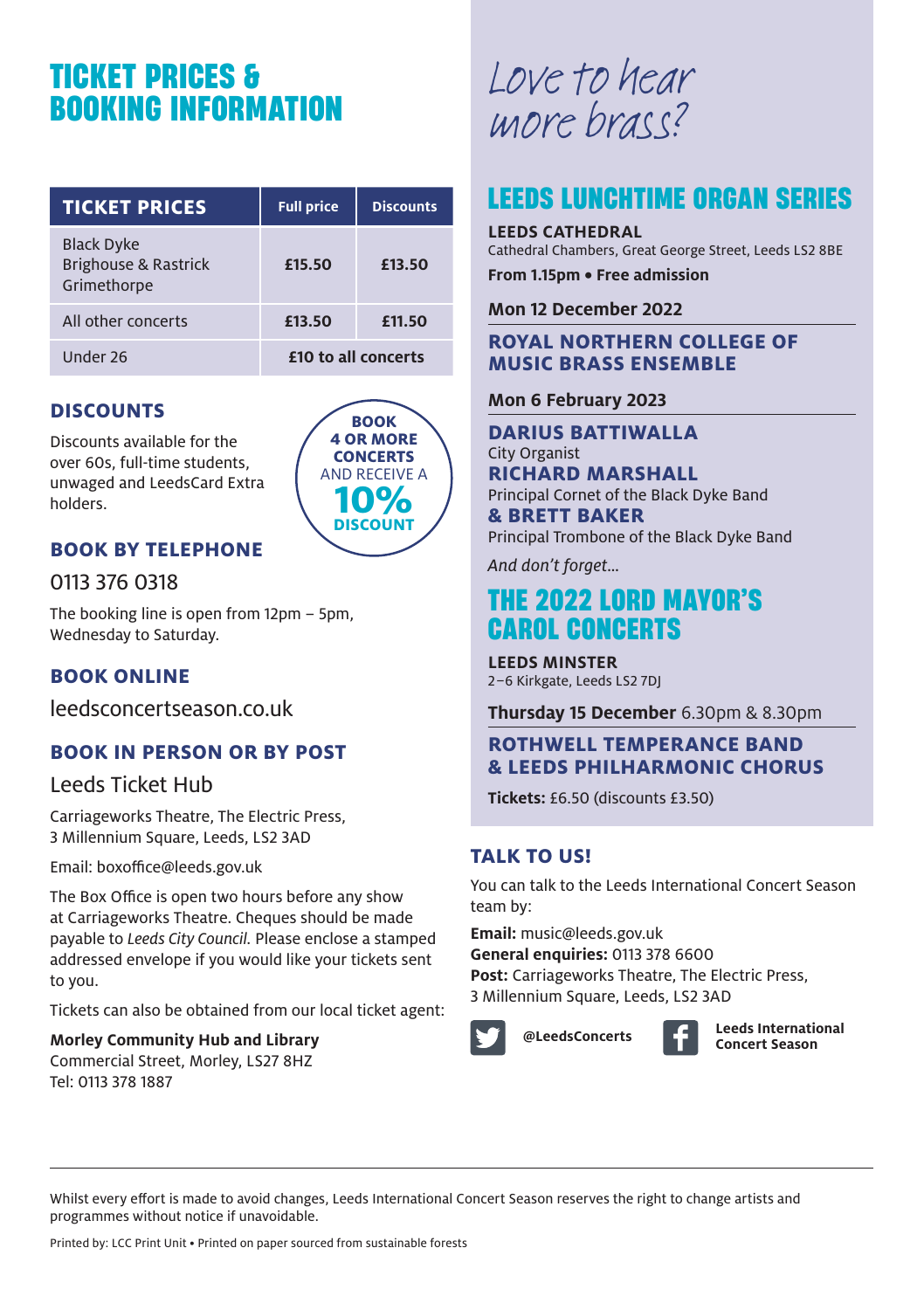# TICKET PRICES & BOOKING INFORMATION

| TICKET PRICES | Full price | Discounts |
| --- | --- | --- |
| Black Dyke<br>Brighouse & Rastrick<br>Grimethorpe | £15.50 | £13.50 |
| All other concerts | £13.50 | £11.50 |
| Under 26 | £10 to all concerts | |

## DISCOUNTS

Discounts available for the over 60s, full-time students, unwaged and LeedsCard Extra holders.

**BOOK 4 OR MORE CONCERTS** AND RECEIVE A **10% DISCOUNT**

## BOOK BY TELEPHONE

0113 376 0318

The booking line is open from 12pm – 5pm, Wednesday to Saturday.

## BOOK ONLINE

leedsconcertseason.co.uk

## BOOK IN PERSON OR BY POST

Leeds Ticket Hub

Carriageworks Theatre, The Electric Press,
3 Millennium Square, Leeds, LS2 3AD

Email: boxoffice@leeds.gov.uk

The Box Office is open two hours before any show at Carriageworks Theatre. Cheques should be made payable to *Leeds City Council.* Please enclose a stamped addressed envelope if you would like your tickets sent to you.

Tickets can also be obtained from our local ticket agent:

**Morley Community Hub and Library**
Commercial Street, Morley, LS27 8HZ
Tel: 0113 378 1887

*Love to hear more brass?*

## LEEDS LUNCHTIME ORGAN SERIES

**LEEDS CATHEDRAL**
Cathedral Chambers, Great George Street, Leeds LS2 8BE

**From 1.15pm • Free admission**

**Mon 12 December 2022**

**ROYAL NORTHERN COLLEGE OF MUSIC BRASS ENSEMBLE**

**Mon 6 February 2023**

**DARIUS BATTIWALLA**
City Organist
**RICHARD MARSHALL**
Principal Cornet of the Black Dyke Band
**& BRETT BAKER**
Principal Trombone of the Black Dyke Band

*And don't forget...*

## THE 2022 LORD MAYOR'S CAROL CONCERTS

**LEEDS MINSTER**
2–6 Kirkgate, Leeds LS2 7DJ

**Thursday 15 December** 6.30pm & 8.30pm

**ROTHWELL TEMPERANCE BAND & LEEDS PHILHARMONIC CHORUS**

**Tickets:** £6.50 (discounts £3.50)

## TALK TO US!

You can talk to the Leeds International Concert Season team by:

**Email:** music@leeds.gov.uk
**General enquiries:** 0113 378 6600
**Post:** Carriageworks Theatre, The Electric Press,
3 Millennium Square, Leeds, LS2 3AD

**@LeedsConcerts**

**Leeds International Concert Season**

Whilst every effort is made to avoid changes, Leeds International Concert Season reserves the right to change artists and programmes without notice if unavoidable.

Printed by: LCC Print Unit • Printed on paper sourced from sustainable forests